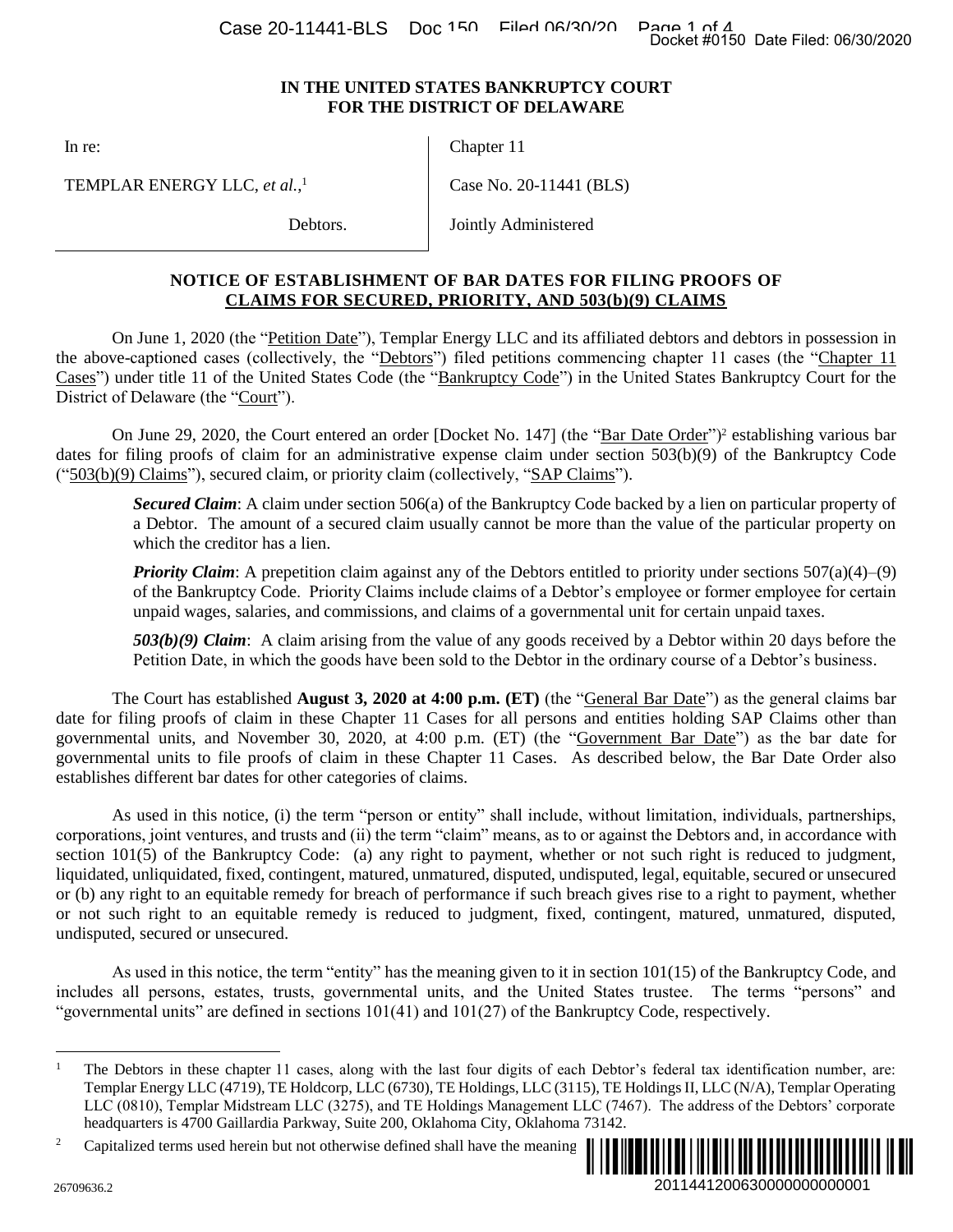# IN THE UNITED STATES BANKRUPTCY COURT FOR THE DISTRICT OF DELAWARE

| | |
|---|---|
| In re:<br><br>TEMPLAR ENERGY LLC, *et al.*,[1]<br><br>Debtors. | Chapter 11<br><br>Case No. 20-11441 (BLS)<br><br>Jointly Administered |

## NOTICE OF ESTABLISHMENT OF BAR DATES FOR FILING PROOFS OF CLAIMS FOR SECURED, PRIORITY, AND 503(b)(9) CLAIMS

On June 1, 2020 (the "Petition Date"), Templar Energy LLC and its affiliated debtors and debtors in possession in the above-captioned cases (collectively, the "Debtors") filed petitions commencing chapter 11 cases (the "Chapter 11 Cases") under title 11 of the United States Code (the "Bankruptcy Code") in the United States Bankruptcy Court for the District of Delaware (the "Court").

On June 29, 2020, the Court entered an order [Docket No. 147] (the "Bar Date Order")[2] establishing various bar dates for filing proofs of claim for an administrative expense claim under section 503(b)(9) of the Bankruptcy Code ("503(b)(9) Claims"), secured claim, or priority claim (collectively, "SAP Claims").

> ***Secured Claim***: A claim under section 506(a) of the Bankruptcy Code backed by a lien on particular property of a Debtor. The amount of a secured claim usually cannot be more than the value of the particular property on which the creditor has a lien.
>
> ***Priority Claim***: A prepetition claim against any of the Debtors entitled to priority under sections 507(a)(4)–(9) of the Bankruptcy Code. Priority Claims include claims of a Debtor's employee or former employee for certain unpaid wages, salaries, and commissions, and claims of a governmental unit for certain unpaid taxes.
>
> ***503(b)(9) Claim***: A claim arising from the value of any goods received by a Debtor within 20 days before the Petition Date, in which the goods have been sold to the Debtor in the ordinary course of a Debtor's business.

The Court has established **August 3, 2020 at 4:00 p.m. (ET)** (the "General Bar Date") as the general claims bar date for filing proofs of claim in these Chapter 11 Cases for all persons and entities holding SAP Claims other than governmental units, and November 30, 2020, at 4:00 p.m. (ET) (the "Government Bar Date") as the bar date for governmental units to file proofs of claim in these Chapter 11 Cases. As described below, the Bar Date Order also establishes different bar dates for other categories of claims.

As used in this notice, (i) the term "person or entity" shall include, without limitation, individuals, partnerships, corporations, joint ventures, and trusts and (ii) the term "claim" means, as to or against the Debtors and, in accordance with section 101(5) of the Bankruptcy Code: (a) any right to payment, whether or not such right is reduced to judgment, liquidated, unliquidated, fixed, contingent, matured, unmatured, disputed, undisputed, legal, equitable, secured or unsecured or (b) any right to an equitable remedy for breach of performance if such breach gives rise to a right to payment, whether or not such right to an equitable remedy is reduced to judgment, fixed, contingent, matured, unmatured, disputed, undisputed, secured or unsecured.

As used in this notice, the term "entity" has the meaning given to it in section 101(15) of the Bankruptcy Code, and includes all persons, estates, trusts, governmental units, and the United States trustee. The terms "persons" and "governmental units" are defined in sections 101(41) and 101(27) of the Bankruptcy Code, respectively.

---

[1] The Debtors in these chapter 11 cases, along with the last four digits of each Debtor's federal tax identification number, are: Templar Energy LLC (4719), TE Holdcorp, LLC (6730), TE Holdings, LLC (3115), TE Holdings II, LLC (N/A), Templar Operating LLC (0810), Templar Midstream LLC (3275), and TE Holdings Management LLC (7467). The address of the Debtors' corporate headquarters is 4700 Gaillardia Parkway, Suite 200, Oklahoma City, Oklahoma 73142.

[2] Capitalized terms used herein but not otherwise defined shall have the meaning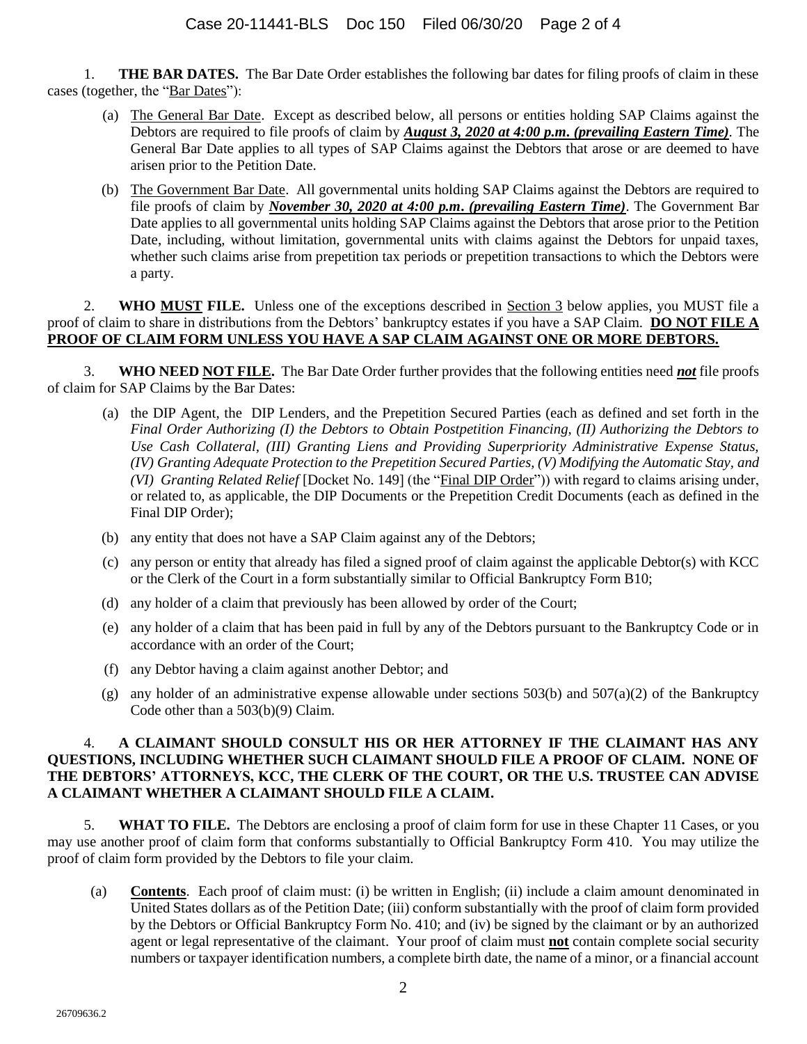1. **THE BAR DATES.** The Bar Date Order establishes the following bar dates for filing proofs of claim in these cases (together, the "Bar Dates"):

   (a) The General Bar Date. Except as described below, all persons or entities holding SAP Claims against the Debtors are required to file proofs of claim by ***August 3, 2020 at 4:00 p.m. (prevailing Eastern Time)***. The General Bar Date applies to all types of SAP Claims against the Debtors that arose or are deemed to have arisen prior to the Petition Date.

   (b) The Government Bar Date. All governmental units holding SAP Claims against the Debtors are required to file proofs of claim by ***November 30, 2020 at 4:00 p.m. (prevailing Eastern Time)***. The Government Bar Date applies to all governmental units holding SAP Claims against the Debtors that arose prior to the Petition Date, including, without limitation, governmental units with claims against the Debtors for unpaid taxes, whether such claims arise from prepetition tax periods or prepetition transactions to which the Debtors were a party.

2. **WHO MUST FILE.** Unless one of the exceptions described in Section 3 below applies, you MUST file a proof of claim to share in distributions from the Debtors' bankruptcy estates if you have a SAP Claim. **DO NOT FILE A PROOF OF CLAIM FORM UNLESS YOU HAVE A SAP CLAIM AGAINST ONE OR MORE DEBTORS.**

3. **WHO NEED NOT FILE.** The Bar Date Order further provides that the following entities need ***not*** file proofs of claim for SAP Claims by the Bar Dates:

   (a) the DIP Agent, the DIP Lenders, and the Prepetition Secured Parties (each as defined and set forth in the *Final Order Authorizing (I) the Debtors to Obtain Postpetition Financing, (II) Authorizing the Debtors to Use Cash Collateral, (III) Granting Liens and Providing Superpriority Administrative Expense Status, (IV) Granting Adequate Protection to the Prepetition Secured Parties, (V) Modifying the Automatic Stay, and (VI) Granting Related Relief* [Docket No. 149] (the "Final DIP Order")) with regard to claims arising under, or related to, as applicable, the DIP Documents or the Prepetition Credit Documents (each as defined in the Final DIP Order);

   (b) any entity that does not have a SAP Claim against any of the Debtors;

   (c) any person or entity that already has filed a signed proof of claim against the applicable Debtor(s) with KCC or the Clerk of the Court in a form substantially similar to Official Bankruptcy Form B10;

   (d) any holder of a claim that previously has been allowed by order of the Court;

   (e) any holder of a claim that has been paid in full by any of the Debtors pursuant to the Bankruptcy Code or in accordance with an order of the Court;

   (f) any Debtor having a claim against another Debtor; and

   (g) any holder of an administrative expense allowable under sections 503(b) and 507(a)(2) of the Bankruptcy Code other than a 503(b)(9) Claim.

4. **A CLAIMANT SHOULD CONSULT HIS OR HER ATTORNEY IF THE CLAIMANT HAS ANY QUESTIONS, INCLUDING WHETHER SUCH CLAIMANT SHOULD FILE A PROOF OF CLAIM. NONE OF THE DEBTORS' ATTORNEYS, KCC, THE CLERK OF THE COURT, OR THE U.S. TRUSTEE CAN ADVISE A CLAIMANT WHETHER A CLAIMANT SHOULD FILE A CLAIM.**

5. **WHAT TO FILE.** The Debtors are enclosing a proof of claim form for use in these Chapter 11 Cases, or you may use another proof of claim form that conforms substantially to Official Bankruptcy Form 410. You may utilize the proof of claim form provided by the Debtors to file your claim.

   (a) **Contents**. Each proof of claim must: (i) be written in English; (ii) include a claim amount denominated in United States dollars as of the Petition Date; (iii) conform substantially with the proof of claim form provided by the Debtors or Official Bankruptcy Form No. 410; and (iv) be signed by the claimant or by an authorized agent or legal representative of the claimant. Your proof of claim must **not** contain complete social security numbers or taxpayer identification numbers, a complete birth date, the name of a minor, or a financial account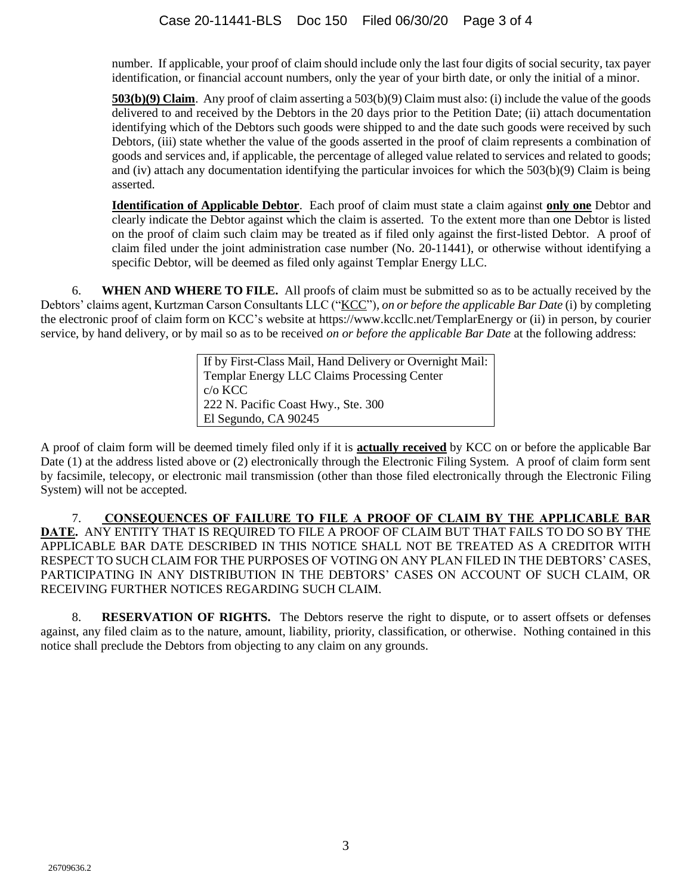number. If applicable, your proof of claim should include only the last four digits of social security, tax payer identification, or financial account numbers, only the year of your birth date, or only the initial of a minor.

**503(b)(9) Claim**. Any proof of claim asserting a 503(b)(9) Claim must also: (i) include the value of the goods delivered to and received by the Debtors in the 20 days prior to the Petition Date; (ii) attach documentation identifying which of the Debtors such goods were shipped to and the date such goods were received by such Debtors, (iii) state whether the value of the goods asserted in the proof of claim represents a combination of goods and services and, if applicable, the percentage of alleged value related to services and related to goods; and (iv) attach any documentation identifying the particular invoices for which the 503(b)(9) Claim is being asserted.

**Identification of Applicable Debtor**. Each proof of claim must state a claim against **only one** Debtor and clearly indicate the Debtor against which the claim is asserted. To the extent more than one Debtor is listed on the proof of claim such claim may be treated as if filed only against the first-listed Debtor. A proof of claim filed under the joint administration case number (No. 20-11441), or otherwise without identifying a specific Debtor, will be deemed as filed only against Templar Energy LLC.

6. **WHEN AND WHERE TO FILE.** All proofs of claim must be submitted so as to be actually received by the Debtors' claims agent, Kurtzman Carson Consultants LLC ("KCC"), *on or before the applicable Bar Date* (i) by completing the electronic proof of claim form on KCC's website at https://www.kccllc.net/TemplarEnergy or (ii) in person, by courier service, by hand delivery, or by mail so as to be received *on or before the applicable Bar Date* at the following address:

> If by First-Class Mail, Hand Delivery or Overnight Mail:
> Templar Energy LLC Claims Processing Center
> c/o KCC
> 222 N. Pacific Coast Hwy., Ste. 300
> El Segundo, CA 90245

A proof of claim form will be deemed timely filed only if it is **actually received** by KCC on or before the applicable Bar Date (1) at the address listed above or (2) electronically through the Electronic Filing System. A proof of claim form sent by facsimile, telecopy, or electronic mail transmission (other than those filed electronically through the Electronic Filing System) will not be accepted.

7. **CONSEQUENCES OF FAILURE TO FILE A PROOF OF CLAIM BY THE APPLICABLE BAR DATE.** ANY ENTITY THAT IS REQUIRED TO FILE A PROOF OF CLAIM BUT THAT FAILS TO DO SO BY THE APPLICABLE BAR DATE DESCRIBED IN THIS NOTICE SHALL NOT BE TREATED AS A CREDITOR WITH RESPECT TO SUCH CLAIM FOR THE PURPOSES OF VOTING ON ANY PLAN FILED IN THE DEBTORS' CASES, PARTICIPATING IN ANY DISTRIBUTION IN THE DEBTORS' CASES ON ACCOUNT OF SUCH CLAIM, OR RECEIVING FURTHER NOTICES REGARDING SUCH CLAIM.

8. **RESERVATION OF RIGHTS.** The Debtors reserve the right to dispute, or to assert offsets or defenses against, any filed claim as to the nature, amount, liability, priority, classification, or otherwise. Nothing contained in this notice shall preclude the Debtors from objecting to any claim on any grounds.

26709636.2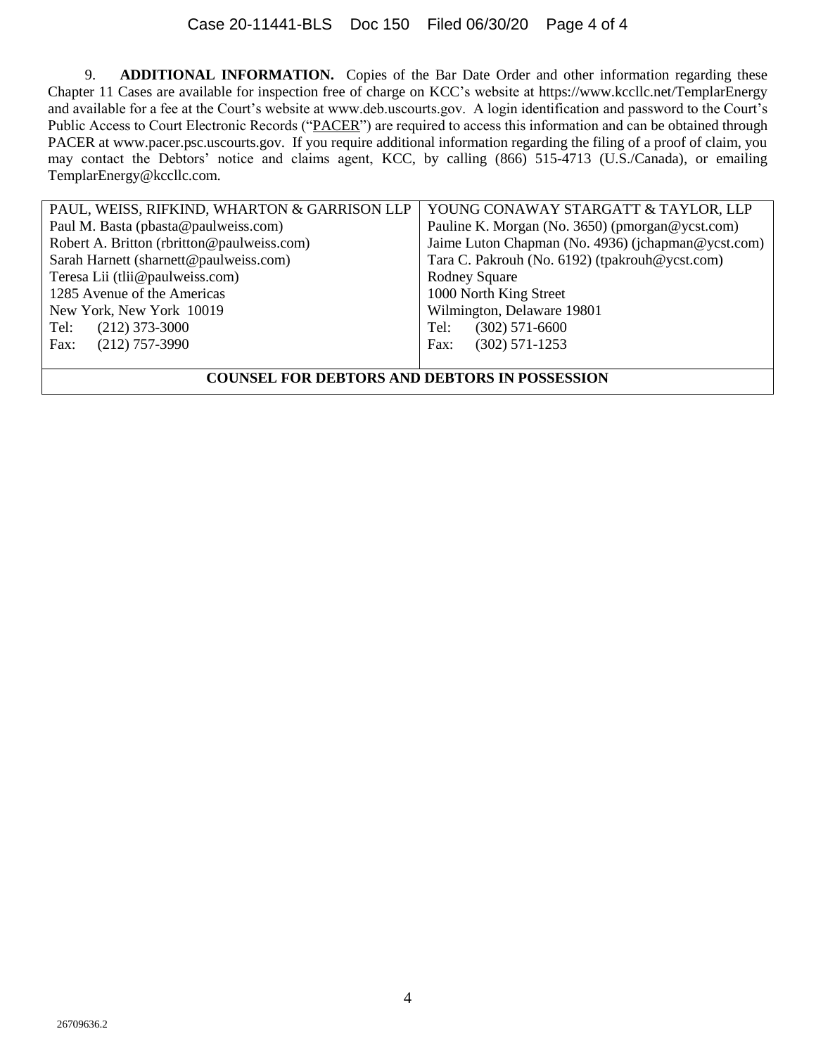9. **ADDITIONAL INFORMATION.** Copies of the Bar Date Order and other information regarding these Chapter 11 Cases are available for inspection free of charge on KCC's website at https://www.kccllc.net/TemplarEnergy and available for a fee at the Court's website at www.deb.uscourts.gov. A login identification and password to the Court's Public Access to Court Electronic Records ("PACER") are required to access this information and can be obtained through PACER at www.pacer.psc.uscourts.gov. If you require additional information regarding the filing of a proof of claim, you may contact the Debtors' notice and claims agent, KCC, by calling (866) 515-4713 (U.S./Canada), or emailing TemplarEnergy@kccllc.com.

| | |
|---|---|
| PAUL, WEISS, RIFKIND, WHARTON & GARRISON LLP<br>Paul M. Basta (pbasta@paulweiss.com)<br>Robert A. Britton (rbritton@paulweiss.com)<br>Sarah Harnett (sharnett@paulweiss.com)<br>Teresa Lii (tlii@paulweiss.com)<br>1285 Avenue of the Americas<br>New York, New York 10019<br>Tel: (212) 373-3000<br>Fax: (212) 757-3990 | YOUNG CONAWAY STARGATT & TAYLOR, LLP<br>Pauline K. Morgan (No. 3650) (pmorgan@ycst.com)<br>Jaime Luton Chapman (No. 4936) (jchapman@ycst.com)<br>Tara C. Pakrouh (No. 6192) (tpakrouh@ycst.com)<br>Rodney Square<br>1000 North King Street<br>Wilmington, Delaware 19801<br>Tel: (302) 571-6600<br>Fax: (302) 571-1253 |
| **COUNSEL FOR DEBTORS AND DEBTORS IN POSSESSION** | |

26709636.2